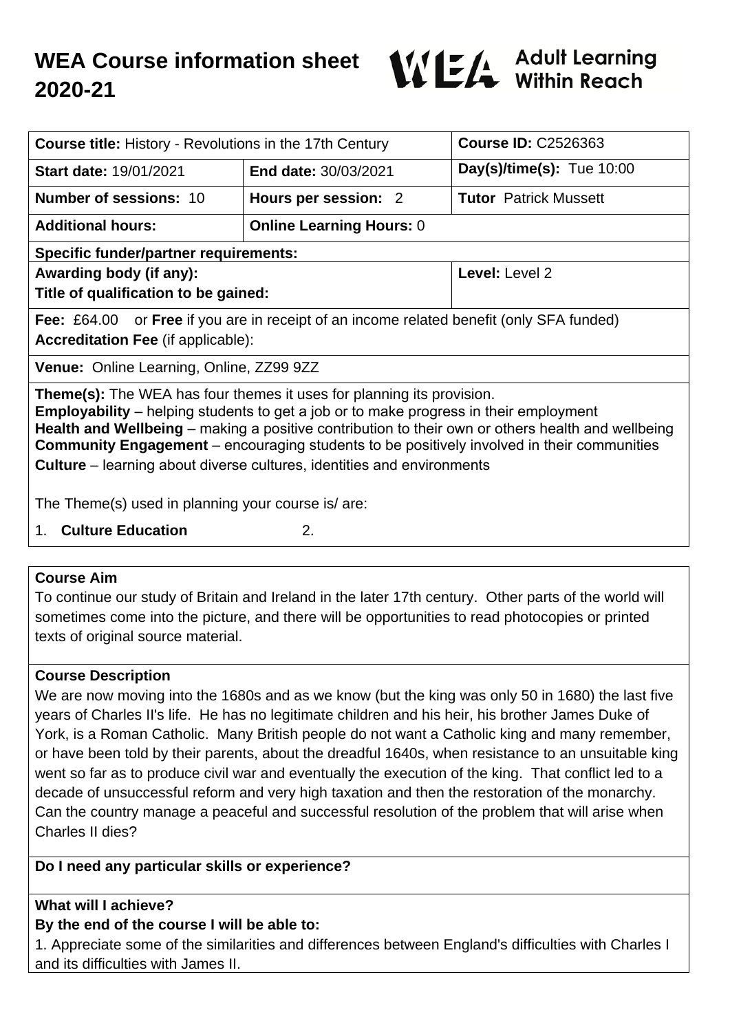# WEA Course information sheet 2020-21

**Adult Learning Within Reach**

| **Course title:** History - Revolutions in the 17th Century | | **Course ID:** C2526363 |
|---|---|---|
| **Start date:** 19/01/2021 | **End date:** 30/03/2021 | **Day(s)/time(s):** Tue 10:00 |
| **Number of sessions:** 10 | **Hours per session:** 2 | **Tutor** Patrick Mussett |
| **Additional hours:** | **Online Learning Hours:** 0 | |
| **Specific funder/partner requirements:** | | |
| **Awarding body (if any):** **Title of qualification to be gained:** | | **Level:** Level 2 |
| **Fee:** £64.00 or **Free** if you are in receipt of an income related benefit (only SFA funded) **Accreditation Fee** (if applicable): | | |
| **Venue:** Online Learning, Online, ZZ99 9ZZ | | |

**Theme(s):** The WEA has four themes it uses for planning its provision.
**Employability** – helping students to get a job or to make progress in their employment
**Health and Wellbeing** – making a positive contribution to their own or others health and wellbeing
**Community Engagement** – encouraging students to be positively involved in their communities
**Culture** – learning about diverse cultures, identities and environments

The Theme(s) used in planning your course is/ are:

1. **Culture Education**
2.

## Course Aim

To continue our study of Britain and Ireland in the later 17th century. Other parts of the world will sometimes come into the picture, and there will be opportunities to read photocopies or printed texts of original source material.

## Course Description

We are now moving into the 1680s and as we know (but the king was only 50 in 1680) the last five years of Charles II's life. He has no legitimate children and his heir, his brother James Duke of York, is a Roman Catholic. Many British people do not want a Catholic king and many remember, or have been told by their parents, about the dreadful 1640s, when resistance to an unsuitable king went so far as to produce civil war and eventually the execution of the king. That conflict led to a decade of unsuccessful reform and very high taxation and then the restoration of the monarchy. Can the country manage a peaceful and successful resolution of the problem that will arise when Charles II dies?

## Do I need any particular skills or experience?

## What will I achieve?

**By the end of the course I will be able to:**

1. Appreciate some of the similarities and differences between England's difficulties with Charles I and its difficulties with James II.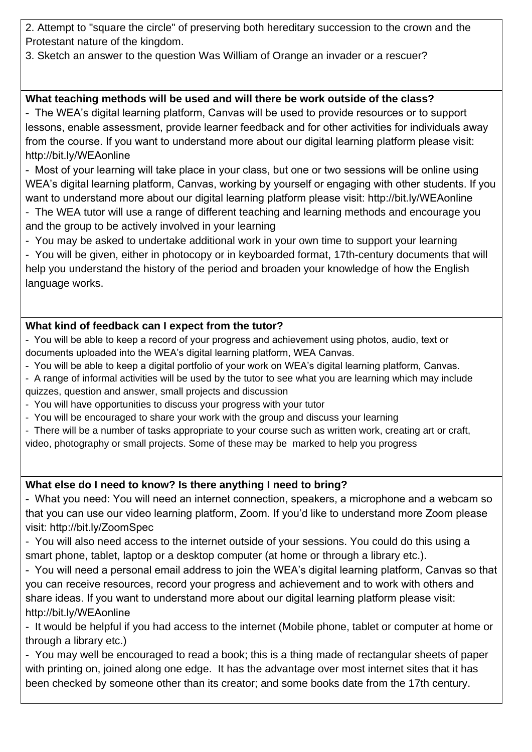2. Attempt to "square the circle" of preserving both hereditary succession to the crown and the Protestant nature of the kingdom.
3. Sketch an answer to the question Was William of Orange an invader or a rescuer?

**What teaching methods will be used and will there be work outside of the class?**

- The WEA's digital learning platform, Canvas will be used to provide resources or to support lessons, enable assessment, provide learner feedback and for other activities for individuals away from the course. If you want to understand more about our digital learning platform please visit: http://bit.ly/WEAonline
- Most of your learning will take place in your class, but one or two sessions will be online using WEA's digital learning platform, Canvas, working by yourself or engaging with other students. If you want to understand more about our digital learning platform please visit: http://bit.ly/WEAonline
- The WEA tutor will use a range of different teaching and learning methods and encourage you and the group to be actively involved in your learning
- You may be asked to undertake additional work in your own time to support your learning
- You will be given, either in photocopy or in keyboarded format, 17th-century documents that will help you understand the history of the period and broaden your knowledge of how the English language works.

**What kind of feedback can I expect from the tutor?**

- You will be able to keep a record of your progress and achievement using photos, audio, text or documents uploaded into the WEA's digital learning platform, WEA Canvas.
- You will be able to keep a digital portfolio of your work on WEA's digital learning platform, Canvas.
- A range of informal activities will be used by the tutor to see what you are learning which may include quizzes, question and answer, small projects and discussion
- You will have opportunities to discuss your progress with your tutor
- You will be encouraged to share your work with the group and discuss your learning
- There will be a number of tasks appropriate to your course such as written work, creating art or craft, video, photography or small projects. Some of these may be marked to help you progress

**What else do I need to know? Is there anything I need to bring?**

- What you need: You will need an internet connection, speakers, a microphone and a webcam so that you can use our video learning platform, Zoom. If you'd like to understand more Zoom please visit: http://bit.ly/ZoomSpec
- You will also need access to the internet outside of your sessions. You could do this using a smart phone, tablet, laptop or a desktop computer (at home or through a library etc.).
- You will need a personal email address to join the WEA's digital learning platform, Canvas so that you can receive resources, record your progress and achievement and to work with others and share ideas. If you want to understand more about our digital learning platform please visit: http://bit.ly/WEAonline
- It would be helpful if you had access to the internet (Mobile phone, tablet or computer at home or through a library etc.)
- You may well be encouraged to read a book; this is a thing made of rectangular sheets of paper with printing on, joined along one edge. It has the advantage over most internet sites that it has been checked by someone other than its creator; and some books date from the 17th century.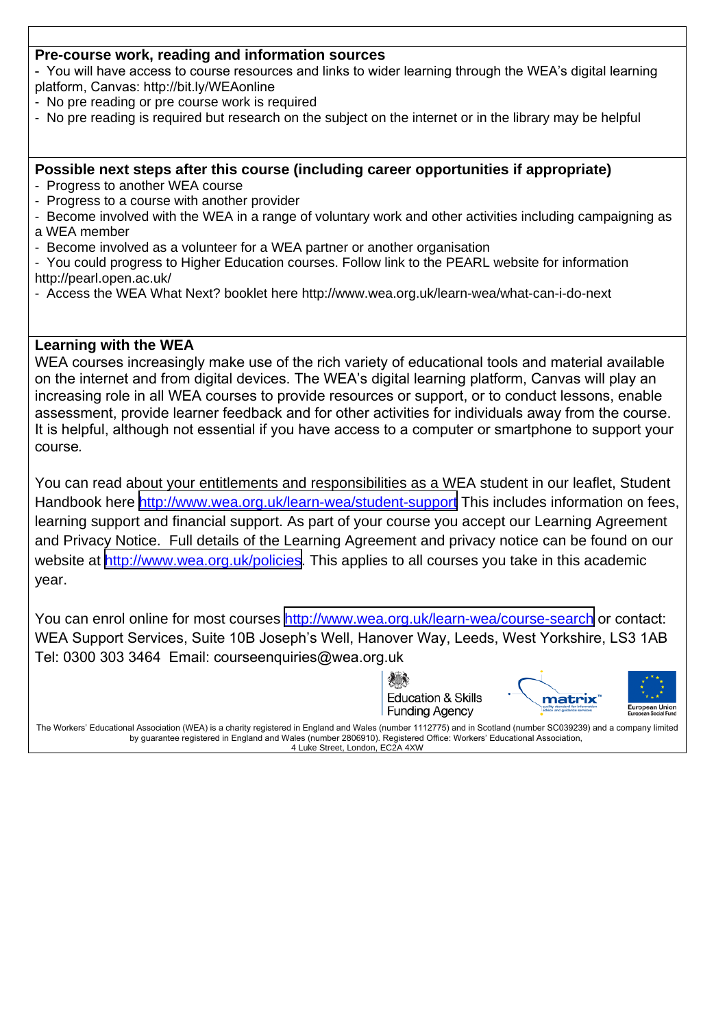**Pre-course work, reading and information sources**

- You will have access to course resources and links to wider learning through the WEA's digital learning platform, Canvas: http://bit.ly/WEAonline
- No pre reading or pre course work is required
- No pre reading is required but research on the subject on the internet or in the library may be helpful

**Possible next steps after this course (including career opportunities if appropriate)**

- Progress to another WEA course
- Progress to a course with another provider
- Become involved with the WEA in a range of voluntary work and other activities including campaigning as a WEA member
- Become involved as a volunteer for a WEA partner or another organisation
- You could progress to Higher Education courses. Follow link to the PEARL website for information http://pearl.open.ac.uk/
- Access the WEA What Next? booklet here http://www.wea.org.uk/learn-wea/what-can-i-do-next

**Learning with the WEA**

WEA courses increasingly make use of the rich variety of educational tools and material available on the internet and from digital devices. The WEA's digital learning platform, Canvas will play an increasing role in all WEA courses to provide resources or support, or to conduct lessons, enable assessment, provide learner feedback and for other activities for individuals away from the course. It is helpful, although not essential if you have access to a computer or smartphone to support your course.

You can read about your entitlements and responsibilities as a WEA student in our leaflet, Student Handbook here http://www.wea.org.uk/learn-wea/student-support This includes information on fees, learning support and financial support. As part of your course you accept our Learning Agreement and Privacy Notice. Full details of the Learning Agreement and privacy notice can be found on our website at http://www.wea.org.uk/policies. This applies to all courses you take in this academic year.

You can enrol online for most courses http://www.wea.org.uk/learn-wea/course-search or contact: WEA Support Services, Suite 10B Joseph's Well, Hanover Way, Leeds, West Yorkshire, LS3 1AB Tel: 0300 303 3464 Email: courseenquiries@wea.org.uk

Education & Skills Funding Agency

matrix

European Union European Social Fund

The Workers' Educational Association (WEA) is a charity registered in England and Wales (number 1112775) and in Scotland (number SC039239) and a company limited by guarantee registered in England and Wales (number 2806910). Registered Office: Workers' Educational Association, 4 Luke Street, London, EC2A 4XW